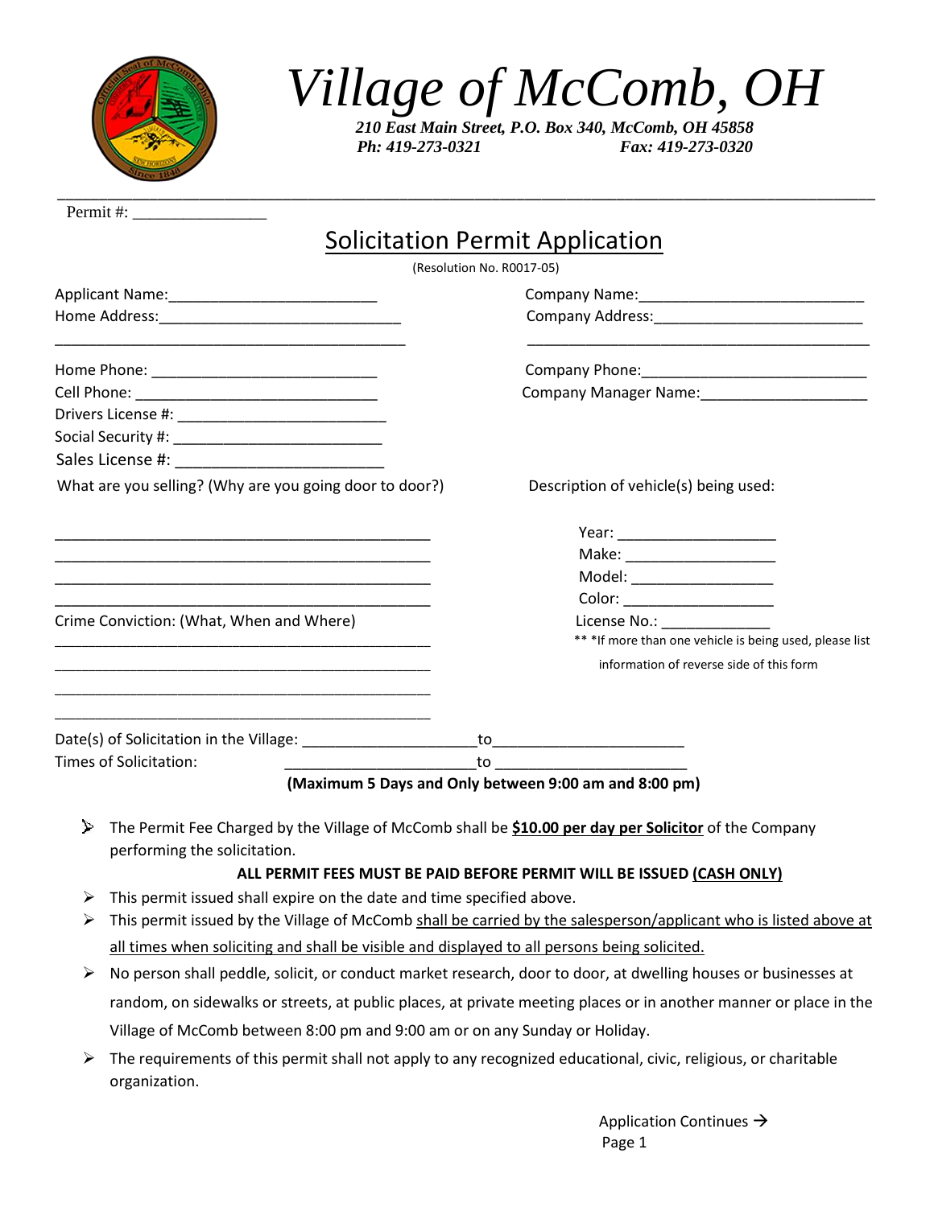# Village of McComb, OH

***210 East Main Street, P.O. Box 340, McComb, OH 45858***
***Ph: 419-273-0321 Fax: 419-273-0320***

---

Permit #: _______________

## Solicitation Permit Application

(Resolution No. R0017-05)

Applicant Name:_______________________
Home Address:____________________________
_________________________________________

Home Phone: __________________________
Cell Phone: ____________________________
Drivers License #: ________________________
Social Security #: ________________________
Sales License #: ________________________

Company Name:__________________________
Company Address:_______________________
_________________________________________

Company Phone:__________________________
Company Manager Name:__________________

What are you selling? (Why are you going door to door?)

_____________________________________________
_____________________________________________
_____________________________________________
_____________________________________________

Description of vehicle(s) being used:

Year: __________________
Make: _________________
Model: ________________
Color: _________________
License No.: ____________

** *If more than one vehicle is being used, please list information of reverse side of this form

Crime Conviction: (What, When and Where)

_____________________________________________
_____________________________________________
_____________________________________________
_____________________________________________

Date(s) of Solicitation in the Village: ____________________to______________________
Times of Solicitation: ______________________to ______________________

**(Maximum 5 Days and Only between 9:00 am and 8:00 pm)**

- The Permit Fee Charged by the Village of McComb shall be **<u>$10.00 per day per Solicitor</u>** of the Company performing the solicitation.

  **ALL PERMIT FEES MUST BE PAID BEFORE PERMIT WILL BE ISSUED <u>(CASH ONLY)</u>**
- This permit issued shall expire on the date and time specified above.
- This permit issued by the Village of McComb <u>shall be carried by the salesperson/applicant who is listed above at all times when soliciting and shall be visible and displayed to all persons being solicited.</u>
- No person shall peddle, solicit, or conduct market research, door to door, at dwelling houses or businesses at random, on sidewalks or streets, at public places, at private meeting places or in another manner or place in the Village of McComb between 8:00 pm and 9:00 am or on any Sunday or Holiday.
- The requirements of this permit shall not apply to any recognized educational, civic, religious, or charitable organization.

Application Continues →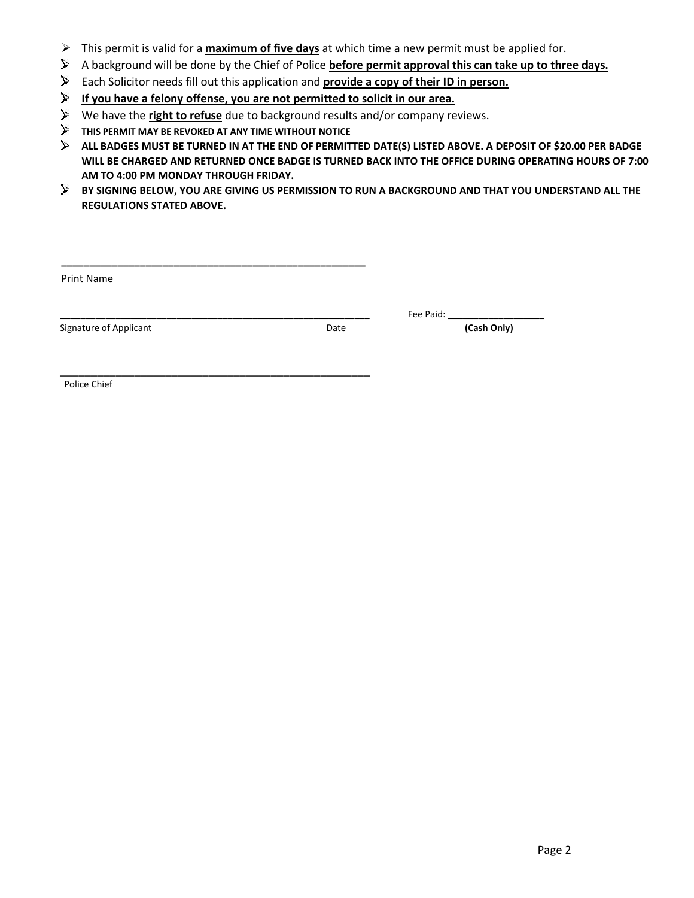- This permit is valid for a **maximum of five days** at which time a new permit must be applied for.
- A background will be done by the Chief of Police **before permit approval this can take up to three days.**
- Each Solicitor needs fill out this application and **provide a copy of their ID in person.**
- **If you have a felony offense, you are not permitted to solicit in our area.**
- We have the **right to refuse** due to background results and/or company reviews.
- **THIS PERMIT MAY BE REVOKED AT ANY TIME WITHOUT NOTICE**
- **ALL BADGES MUST BE TURNED IN AT THE END OF PERMITTED DATE(S) LISTED ABOVE. A DEPOSIT OF $20.00 PER BADGE WILL BE CHARGED AND RETURNED ONCE BADGE IS TURNED BACK INTO THE OFFICE DURING OPERATING HOURS OF 7:00 AM TO 4:00 PM MONDAY THROUGH FRIDAY.**
- **BY SIGNING BELOW, YOU ARE GIVING US PERMISSION TO RUN A BACKGROUND AND THAT YOU UNDERSTAND ALL THE REGULATIONS STATED ABOVE.**

______________________________________________________

Print Name

______________________________________________________ Fee Paid: __________________

Signature of Applicant Date **(Cash Only)**

______________________________________________________

Police Chief